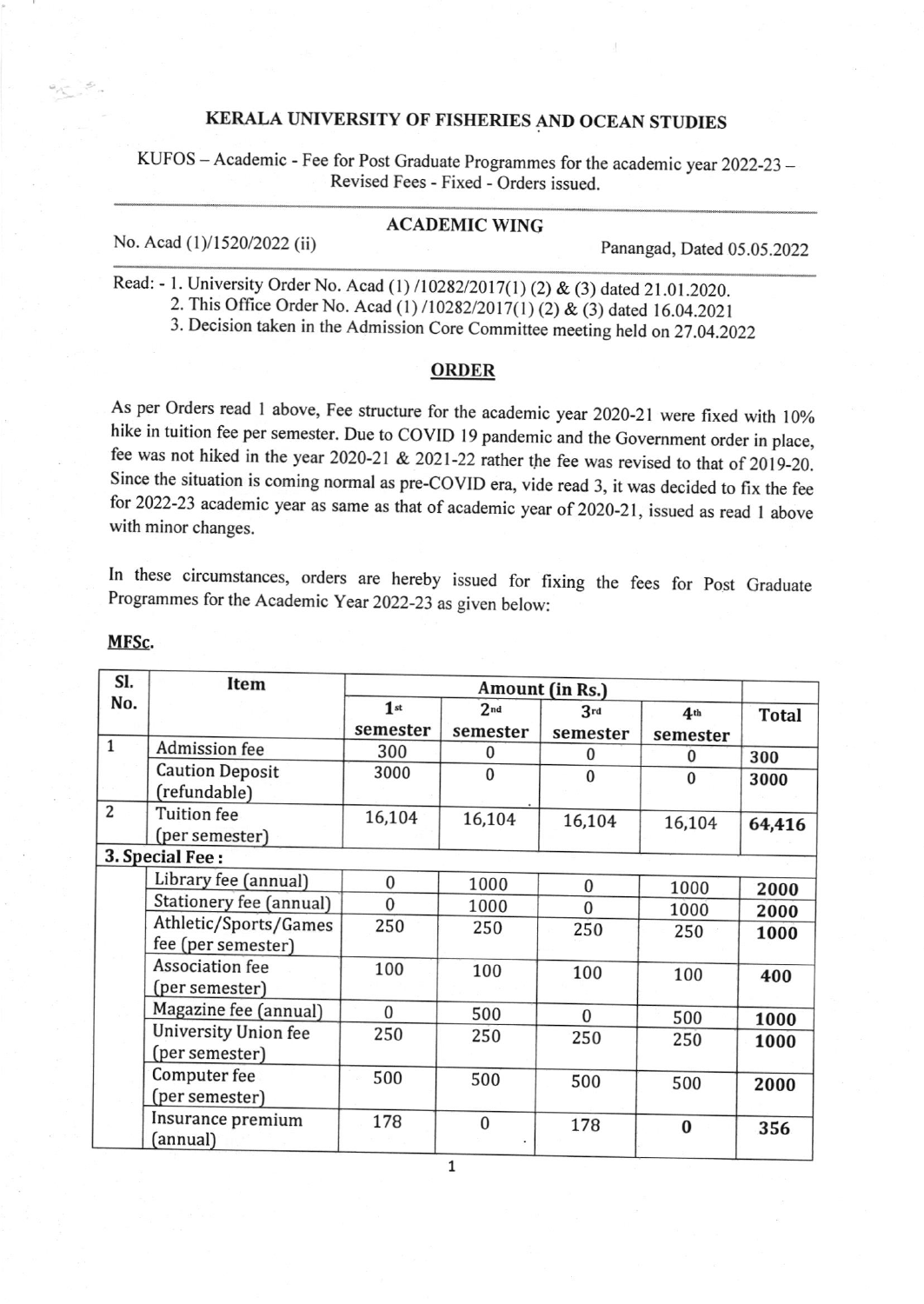# KERALA UNIVERSITY OF FISHERIES AND OCEAN STUDIES

KUFOS – Academic - Fee for Post Graduate Programmes for the academic year 2022-23 – Revised Fees - Fixed - Orders issued.

## ACADEMIC WING

No. Acad (1)/1520/2022 (ii)                                                    Panangad, Dated 05.05.2022

Read: - 1. University Order No. Acad (1) /10282/2017(1) (2) & (3) dated 21.01.2020.
2. This Office Order No. Acad (1) /10282/2017(1) (2) & (3) dated 16.04.2021
3. Decision taken in the Admission Core Committee meeting held on 27.04.2022

## ORDER

As per Orders read 1 above, Fee structure for the academic year 2020-21 were fixed with 10% hike in tuition fee per semester. Due to COVID 19 pandemic and the Government order in place, fee was not hiked in the year 2020-21 & 2021-22 rather the fee was revised to that of 2019-20. Since the situation is coming normal as pre-COVID era, vide read 3, it was decided to fix the fee for 2022-23 academic year as same as that of academic year of 2020-21, issued as read 1 above with minor changes.

In these circumstances, orders are hereby issued for fixing the fees for Post Graduate Programmes for the Academic Year 2022-23 as given below:

**MFSc.**

| Sl. No. | Item | Amount (in Rs.) | | | | |
|---|---|---|---|---|---|---|
| | | 1st semester | 2nd semester | 3rd semester | 4th semester | Total |
| 1 | Admission fee | 300 | 0 | 0 | 0 | **300** |
| | Caution Deposit (refundable) | 3000 | 0 | 0 | 0 | **3000** |
| 2 | Tuition fee (per semester) | 16,104 | 16,104 | 16,104 | 16,104 | **64,416** |
| **3. Special Fee :** | | | | | | |
| | Library fee (annual) | 0 | 1000 | 0 | 1000 | **2000** |
| | Stationery fee (annual) | 0 | 1000 | 0 | 1000 | **2000** |
| | Athletic/Sports/Games fee (per semester) | 250 | 250 | 250 | 250 | **1000** |
| | Association fee (per semester) | 100 | 100 | 100 | 100 | **400** |
| | Magazine fee (annual) | 0 | 500 | 0 | 500 | **1000** |
| | University Union fee (per semester) | 250 | 250 | 250 | 250 | **1000** |
| | Computer fee (per semester) | 500 | 500 | 500 | 500 | **2000** |
| | Insurance premium (annual) | 178 | 0 | 178 | **0** | **356** |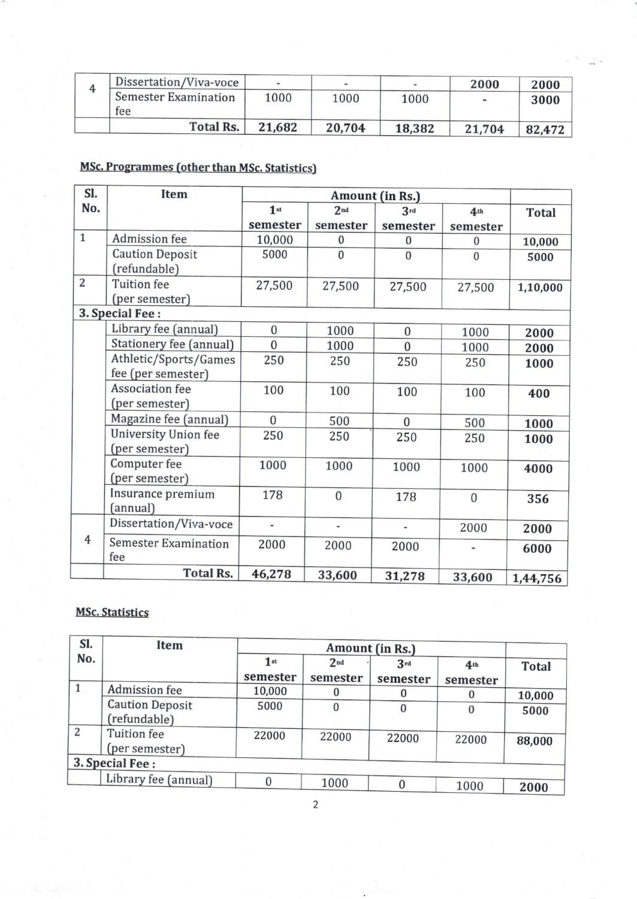| | | | | | | |
|---|---|---|---|---|---|---|
| 4 | Dissertation/Viva-voce | - | - | - | 2000 | 2000 |
| | Semester Examination fee | 1000 | 1000 | 1000 | - | 3000 |
| | **Total Rs.** | **21,682** | **20,704** | **18,382** | **21,704** | **82,472** |

**MSc. Programmes (other than MSc. Statistics)**

| Sl. No. | Item | Amount (in Rs.) | | | | |
|---|---|---|---|---|---|---|
| | | 1st semester | 2nd semester | 3rd semester | 4th semester | Total |
| 1 | Admission fee | 10,000 | 0 | 0 | 0 | 10,000 |
| | Caution Deposit (refundable) | 5000 | 0 | 0 | 0 | 5000 |
| 2 | Tuition fee (per semester) | 27,500 | 27,500 | 27,500 | 27,500 | 1,10,000 |
| **3. Special Fee :** | | | | | | |
| | Library fee (annual) | 0 | 1000 | 0 | 1000 | **2000** |
| | Stationery fee (annual) | 0 | 1000 | 0 | 1000 | **2000** |
| | Athletic/Sports/Games fee (per semester) | 250 | 250 | 250 | 250 | **1000** |
| | Association fee (per semester) | 100 | 100 | 100 | 100 | **400** |
| | Magazine fee (annual) | 0 | 500 | 0 | 500 | **1000** |
| | University Union fee (per semester) | 250 | 250 | 250 | 250 | **1000** |
| | Computer fee (per semester) | 1000 | 1000 | 1000 | 1000 | **4000** |
| | Insurance premium (annual) | 178 | 0 | 178 | 0 | **356** |
| 4 | Dissertation/Viva-voce | - | - | - | 2000 | **2000** |
| | Semester Examination fee | 2000 | 2000 | 2000 | - | **6000** |
| | **Total Rs.** | **46,278** | **33,600** | **31,278** | **33,600** | **1,44,756** |

**MSc. Statistics**

| Sl. No. | Item | Amount (in Rs.) | | | | |
|---|---|---|---|---|---|---|
| | | 1st semester | 2nd semester | 3rd semester | 4th semester | Total |
| 1 | Admission fee | 10,000 | 0 | 0 | 0 | **10,000** |
| | Caution Deposit (refundable) | 5000 | 0 | 0 | 0 | **5000** |
| 2 | Tuition fee (per semester) | 22000 | 22000 | 22000 | 22000 | **88,000** |
| **3. Special Fee :** | | | | | | |
| | Library fee (annual) | 0 | 1000 | 0 | 1000 | **2000** |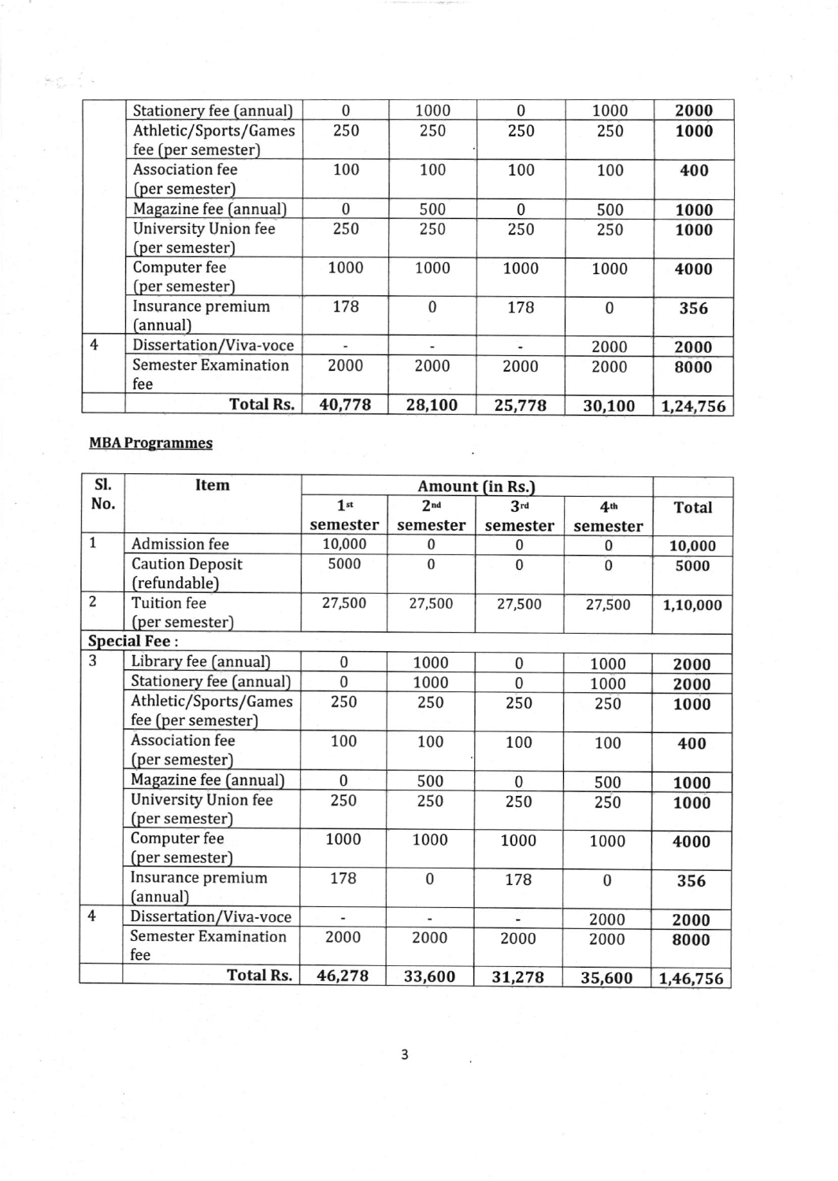| | | | | | | |
|---|---|---|---|---|---|---|
| | Stationery fee (annual) | 0 | 1000 | 0 | 1000 | **2000** |
| | Athletic/Sports/Games fee (per semester) | 250 | 250 | 250 | 250 | **1000** |
| | Association fee (per semester) | 100 | 100 | 100 | 100 | **400** |
| | Magazine fee (annual) | 0 | 500 | 0 | 500 | **1000** |
| | University Union fee (per semester) | 250 | 250 | 250 | 250 | **1000** |
| | Computer fee (per semester) | 1000 | 1000 | 1000 | 1000 | **4000** |
| | Insurance premium (annual) | 178 | 0 | 178 | 0 | **356** |
| 4 | Dissertation/Viva-voce | - | - | - | 2000 | **2000** |
| | Semester Examination fee | 2000 | 2000 | 2000 | 2000 | **8000** |
| | **Total Rs.** | **40,778** | **28,100** | **25,778** | **30,100** | **1,24,756** |

**MBA Programmes**

| Sl. No. | Item | Amount (in Rs.) | | | | Total |
|---|---|---|---|---|---|---|
| | | **1st semester** | **2nd semester** | **3rd semester** | **4th semester** | |
| 1 | Admission fee | 10,000 | 0 | 0 | 0 | **10,000** |
| | Caution Deposit (refundable) | 5000 | 0 | 0 | 0 | **5000** |
| 2 | Tuition fee (per semester) | 27,500 | 27,500 | 27,500 | 27,500 | **1,10,000** |
| **Special Fee :** | | | | | | |
| 3 | Library fee (annual) | 0 | 1000 | 0 | 1000 | **2000** |
| | Stationery fee (annual) | 0 | 1000 | 0 | 1000 | **2000** |
| | Athletic/Sports/Games fee (per semester) | 250 | 250 | 250 | 250 | **1000** |
| | Association fee (per semester) | 100 | 100 | 100 | 100 | **400** |
| | Magazine fee (annual) | 0 | 500 | 0 | 500 | **1000** |
| | University Union fee (per semester) | 250 | 250 | 250 | 250 | **1000** |
| | Computer fee (per semester) | 1000 | 1000 | 1000 | 1000 | **4000** |
| | Insurance premium (annual) | 178 | 0 | 178 | 0 | **356** |
| 4 | Dissertation/Viva-voce | - | - | - | 2000 | **2000** |
| | Semester Examination fee | 2000 | 2000 | 2000 | 2000 | **8000** |
| | **Total Rs.** | **46,278** | **33,600** | **31,278** | **35,600** | **1,46,756** |